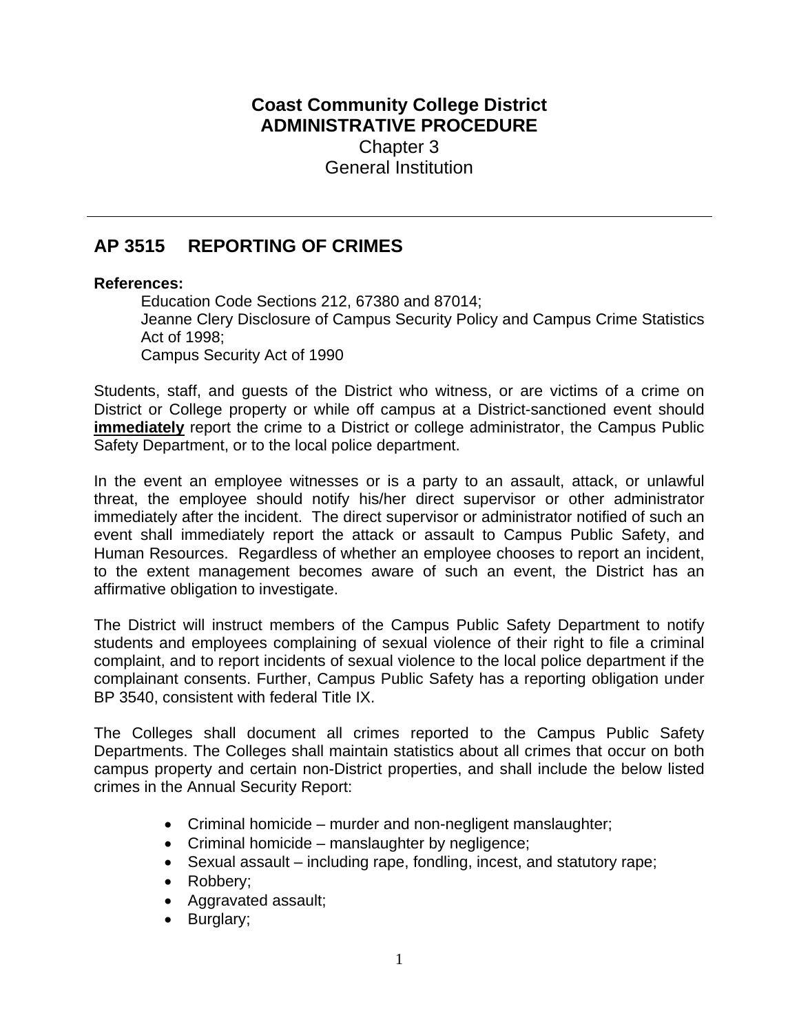**Coast Community College District**
**ADMINISTRATIVE PROCEDURE**
Chapter 3
General Institution

---

## AP 3515 REPORTING OF CRIMES

**References:**

Education Code Sections 212, 67380 and 87014;
Jeanne Clery Disclosure of Campus Security Policy and Campus Crime Statistics Act of 1998;
Campus Security Act of 1990

Students, staff, and guests of the District who witness, or are victims of a crime on District or College property or while off campus at a District-sanctioned event should **immediately** report the crime to a District or college administrator, the Campus Public Safety Department, or to the local police department.

In the event an employee witnesses or is a party to an assault, attack, or unlawful threat, the employee should notify his/her direct supervisor or other administrator immediately after the incident. The direct supervisor or administrator notified of such an event shall immediately report the attack or assault to Campus Public Safety, and Human Resources. Regardless of whether an employee chooses to report an incident, to the extent management becomes aware of such an event, the District has an affirmative obligation to investigate.

The District will instruct members of the Campus Public Safety Department to notify students and employees complaining of sexual violence of their right to file a criminal complaint, and to report incidents of sexual violence to the local police department if the complainant consents. Further, Campus Public Safety has a reporting obligation under BP 3540, consistent with federal Title IX.

The Colleges shall document all crimes reported to the Campus Public Safety Departments. The Colleges shall maintain statistics about all crimes that occur on both campus property and certain non-District properties, and shall include the below listed crimes in the Annual Security Report:

- Criminal homicide – murder and non-negligent manslaughter;
- Criminal homicide – manslaughter by negligence;
- Sexual assault – including rape, fondling, incest, and statutory rape;
- Robbery;
- Aggravated assault;
- Burglary;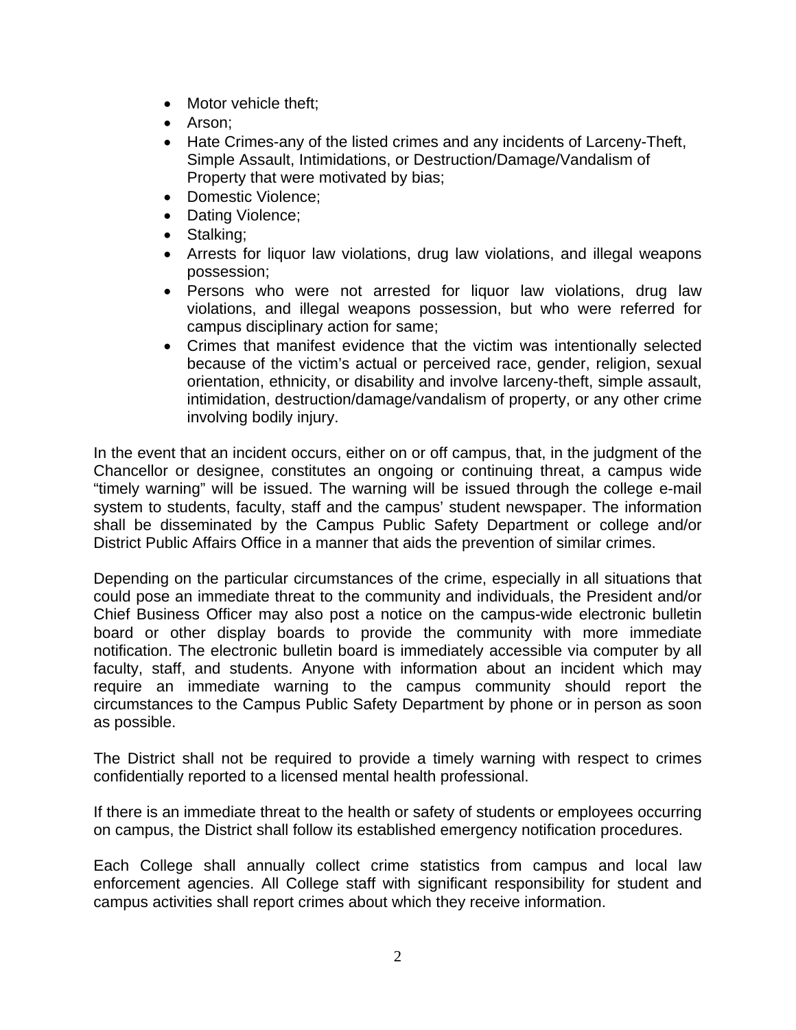- Motor vehicle theft;
- Arson;
- Hate Crimes-any of the listed crimes and any incidents of Larceny-Theft, Simple Assault, Intimidations, or Destruction/Damage/Vandalism of Property that were motivated by bias;
- Domestic Violence;
- Dating Violence;
- Stalking;
- Arrests for liquor law violations, drug law violations, and illegal weapons possession;
- Persons who were not arrested for liquor law violations, drug law violations, and illegal weapons possession, but who were referred for campus disciplinary action for same;
- Crimes that manifest evidence that the victim was intentionally selected because of the victim's actual or perceived race, gender, religion, sexual orientation, ethnicity, or disability and involve larceny-theft, simple assault, intimidation, destruction/damage/vandalism of property, or any other crime involving bodily injury.

In the event that an incident occurs, either on or off campus, that, in the judgment of the Chancellor or designee, constitutes an ongoing or continuing threat, a campus wide "timely warning" will be issued. The warning will be issued through the college e-mail system to students, faculty, staff and the campus' student newspaper. The information shall be disseminated by the Campus Public Safety Department or college and/or District Public Affairs Office in a manner that aids the prevention of similar crimes.

Depending on the particular circumstances of the crime, especially in all situations that could pose an immediate threat to the community and individuals, the President and/or Chief Business Officer may also post a notice on the campus-wide electronic bulletin board or other display boards to provide the community with more immediate notification. The electronic bulletin board is immediately accessible via computer by all faculty, staff, and students. Anyone with information about an incident which may require an immediate warning to the campus community should report the circumstances to the Campus Public Safety Department by phone or in person as soon as possible.

The District shall not be required to provide a timely warning with respect to crimes confidentially reported to a licensed mental health professional.

If there is an immediate threat to the health or safety of students or employees occurring on campus, the District shall follow its established emergency notification procedures.

Each College shall annually collect crime statistics from campus and local law enforcement agencies. All College staff with significant responsibility for student and campus activities shall report crimes about which they receive information.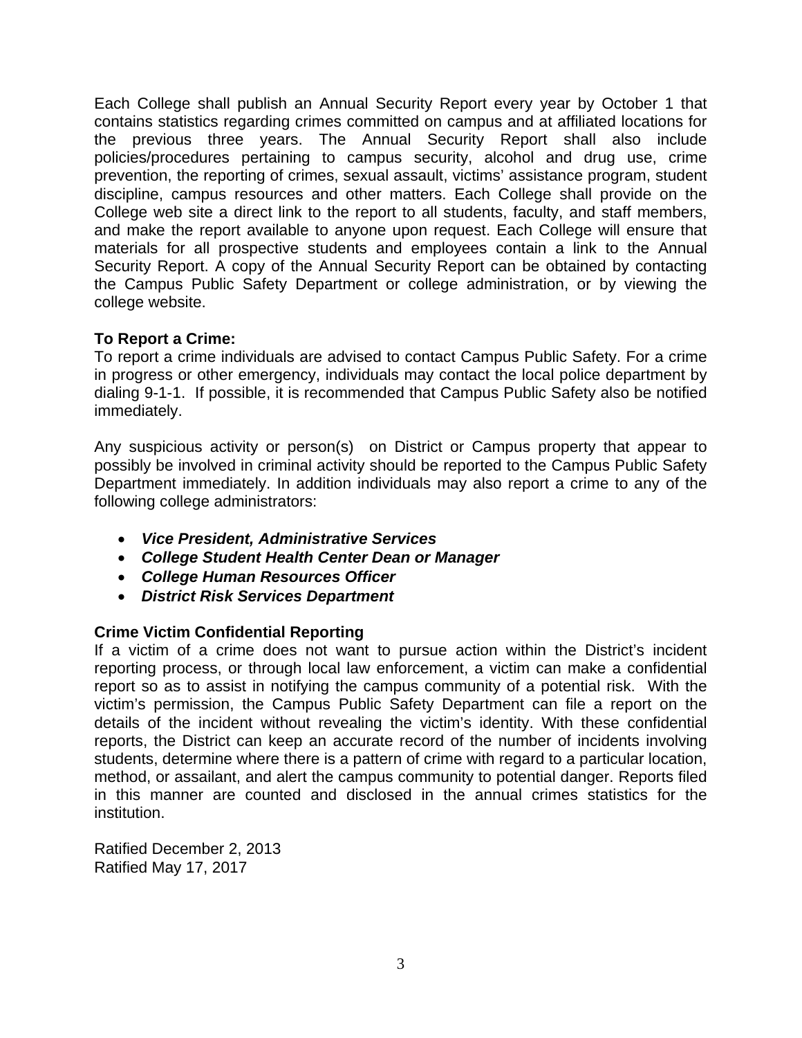Each College shall publish an Annual Security Report every year by October 1 that contains statistics regarding crimes committed on campus and at affiliated locations for the previous three years. The Annual Security Report shall also include policies/procedures pertaining to campus security, alcohol and drug use, crime prevention, the reporting of crimes, sexual assault, victims' assistance program, student discipline, campus resources and other matters. Each College shall provide on the College web site a direct link to the report to all students, faculty, and staff members, and make the report available to anyone upon request. Each College will ensure that materials for all prospective students and employees contain a link to the Annual Security Report. A copy of the Annual Security Report can be obtained by contacting the Campus Public Safety Department or college administration, or by viewing the college website.

**To Report a Crime:**

To report a crime individuals are advised to contact Campus Public Safety. For a crime in progress or other emergency, individuals may contact the local police department by dialing 9-1-1. If possible, it is recommended that Campus Public Safety also be notified immediately.

Any suspicious activity or person(s) on District or Campus property that appear to possibly be involved in criminal activity should be reported to the Campus Public Safety Department immediately. In addition individuals may also report a crime to any of the following college administrators:

- ***Vice President, Administrative Services***
- ***College Student Health Center Dean or Manager***
- ***College Human Resources Officer***
- ***District Risk Services Department***

**Crime Victim Confidential Reporting**

If a victim of a crime does not want to pursue action within the District's incident reporting process, or through local law enforcement, a victim can make a confidential report so as to assist in notifying the campus community of a potential risk. With the victim's permission, the Campus Public Safety Department can file a report on the details of the incident without revealing the victim's identity. With these confidential reports, the District can keep an accurate record of the number of incidents involving students, determine where there is a pattern of crime with regard to a particular location, method, or assailant, and alert the campus community to potential danger. Reports filed in this manner are counted and disclosed in the annual crimes statistics for the institution.

Ratified December 2, 2013
Ratified May 17, 2017